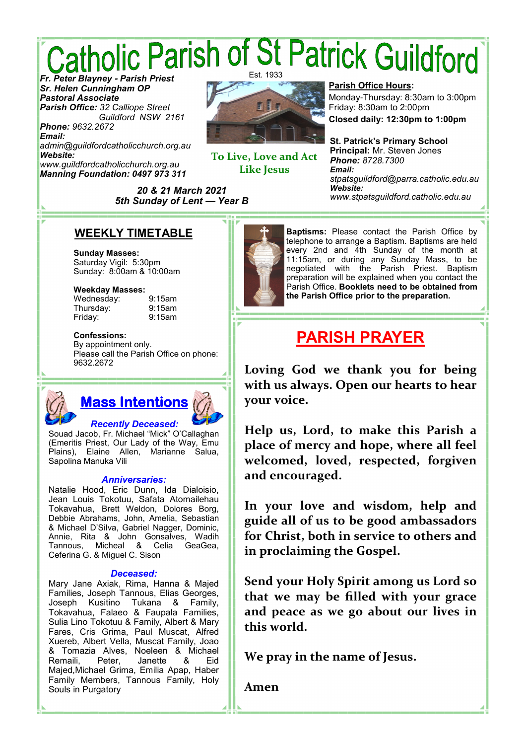# Catholic Parish of St Patrick Guildford

Est. 1933

***Fr. Peter Blayney - Parish Priest***
***Sr. Helen Cunningham OP***
***Pastoral Associate***
***Parish Office:*** *32 Calliope Street Guildford NSW 2161*
***Phone:*** *9632.2672*
***Email:*** *admin@guildfordcatholicchurch.org.au*
***Website:*** *www.guildfordcatholicchurch.org.au*
***Manning Foundation: 0497 973 311***

**To Live, Love and Act Like Jesus**

**Parish Office Hours:**
Monday-Thursday: 8:30am to 3:00pm
Friday: 8:30am to 2:00pm
**Closed daily: 12:30pm to 1:00pm**

**St. Patrick's Primary School**
**Principal:** Mr. Steven Jones
***Phone:*** *8728.7300*
***Email:*** *stpatsguildford@parra.catholic.edu.au*
***Website:*** *www.stpatsguildford.catholic.edu.au*

***20 & 21 March 2021***
***5th Sunday of Lent — Year B***

## WEEKLY TIMETABLE

**Sunday Masses:**
Saturday Vigil: 5:30pm
Sunday: 8:00am & 10:00am

**Weekday Masses:**
Wednesday: 9:15am
Thursday: 9:15am
Friday: 9:15am

**Confessions:**
By appointment only.
Please call the Parish Office on phone: 9632.2672

## Mass Intentions

***Recently Deceased:***
Souad Jacob, Fr. Michael "Mick" O'Callaghan (Emeritis Priest, Our Lady of the Way, Emu Plains), Elaine Allen, Marianne Salua, Sapolina Manuka Vili

***Anniversaries:***
Natalie Hood, Eric Dunn, Ida Dialoisio, Jean Louis Tokotuu, Safata Atomailehau Tokavahua, Brett Weldon, Dolores Borg, Debbie Abrahams, John, Amelia, Sebastian & Michael D'Silva, Gabriel Nagger, Dominic, Annie, Rita & John Gonsalves, Wadih Tannous, Micheal & Celia GeaGea, Ceferina G. & Miguel C. Sison

***Deceased:***
Mary Jane Axiak, Rima, Hanna & Majed Families, Joseph Tannous, Elias Georges, Joseph Kusitino Tukana & Family, Tokavahua, Falaeo & Faupala Families, Sulia Lino Tokotuu & Family, Albert & Mary Fares, Cris Grima, Paul Muscat, Alfred Xuereb, Albert Vella, Muscat Family, Joao & Tomazia Alves, Noeleen & Michael Remaili, Peter, Janette & Eid Majed,Michael Grima, Emilia Apap, Haber Family Members, Tannous Family, Holy Souls in Purgatory

**Baptisms:** Please contact the Parish Office by telephone to arrange a Baptism. Baptisms are held every 2nd and 4th Sunday of the month at 11:15am, or during any Sunday Mass, to be negotiated with the Parish Priest. Baptism preparation will be explained when you contact the Parish Office. **Booklets need to be obtained from the Parish Office prior to the preparation.**

## PARISH PRAYER

**Loving God we thank you for being with us always. Open our hearts to hear your voice.**

**Help us, Lord, to make this Parish a place of mercy and hope, where all feel welcomed, loved, respected, forgiven and encouraged.**

**In your love and wisdom, help and guide all of us to be good ambassadors for Christ, both in service to others and in proclaiming the Gospel.**

**Send your Holy Spirit among us Lord so that we may be filled with your grace and peace as we go about our lives in this world.**

**We pray in the name of Jesus.**

**Amen**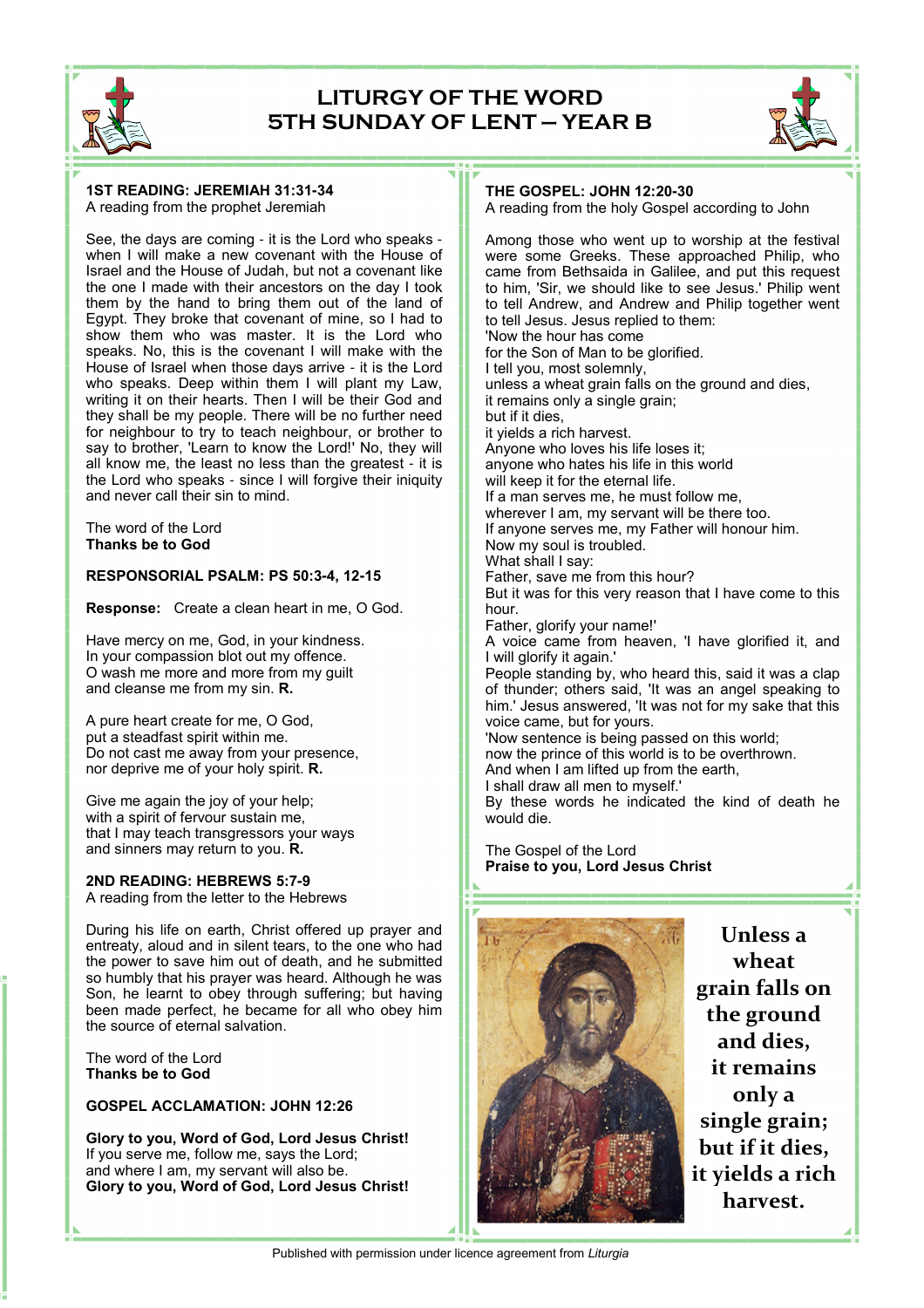# LITURGY OF THE WORD
# 5TH SUNDAY OF LENT – YEAR B

**1ST READING: JEREMIAH 31:31-34**
A reading from the prophet Jeremiah

See, the days are coming - it is the Lord who speaks - when I will make a new covenant with the House of Israel and the House of Judah, but not a covenant like the one I made with their ancestors on the day I took them by the hand to bring them out of the land of Egypt. They broke that covenant of mine, so I had to show them who was master. It is the Lord who speaks. No, this is the covenant I will make with the House of Israel when those days arrive - it is the Lord who speaks. Deep within them I will plant my Law, writing it on their hearts. Then I will be their God and they shall be my people. There will be no further need for neighbour to try to teach neighbour, or brother to say to brother, 'Learn to know the Lord!' No, they will all know me, the least no less than the greatest - it is the Lord who speaks - since I will forgive their iniquity and never call their sin to mind.

The word of the Lord
**Thanks be to God**

**RESPONSORIAL PSALM: PS 50:3-4, 12-15**

**Response:** Create a clean heart in me, O God.

Have mercy on me, God, in your kindness.
In your compassion blot out my offence.
O wash me more and more from my guilt
and cleanse me from my sin. **R.**

A pure heart create for me, O God,
put a steadfast spirit within me.
Do not cast me away from your presence,
nor deprive me of your holy spirit. **R.**

Give me again the joy of your help;
with a spirit of fervour sustain me,
that I may teach transgressors your ways
and sinners may return to you. **R.**

**2ND READING: HEBREWS 5:7-9**
A reading from the letter to the Hebrews

During his life on earth, Christ offered up prayer and entreaty, aloud and in silent tears, to the one who had the power to save him out of death, and he submitted so humbly that his prayer was heard. Although he was Son, he learnt to obey through suffering; but having been made perfect, he became for all who obey him the source of eternal salvation.

The word of the Lord
**Thanks be to God**

**GOSPEL ACCLAMATION: JOHN 12:26**

**Glory to you, Word of God, Lord Jesus Christ!**
If you serve me, follow me, says the Lord;
and where I am, my servant will also be.
**Glory to you, Word of God, Lord Jesus Christ!**

**THE GOSPEL: JOHN 12:20-30**
A reading from the holy Gospel according to John

Among those who went up to worship at the festival were some Greeks. These approached Philip, who came from Bethsaida in Galilee, and put this request to him, 'Sir, we should like to see Jesus.' Philip went to tell Andrew, and Andrew and Philip together went to tell Jesus. Jesus replied to them:
'Now the hour has come
for the Son of Man to be glorified.
I tell you, most solemnly,
unless a wheat grain falls on the ground and dies,
it remains only a single grain;
but if it dies,
it yields a rich harvest.
Anyone who loves his life loses it;
anyone who hates his life in this world
will keep it for the eternal life.
If a man serves me, he must follow me,
wherever I am, my servant will be there too.
If anyone serves me, my Father will honour him.
Now my soul is troubled.
What shall I say:
Father, save me from this hour?
But it was for this very reason that I have come to this hour.
Father, glorify your name!'
A voice came from heaven, 'I have glorified it, and I will glorify it again.'
People standing by, who heard this, said it was a clap of thunder; others said, 'It was an angel speaking to him.' Jesus answered, 'It was not for my sake that this voice came, but for yours.
'Now sentence is being passed on this world;
now the prince of this world is to be overthrown.
And when I am lifted up from the earth,
I shall draw all men to myself.'
By these words he indicated the kind of death he would die.

The Gospel of the Lord
**Praise to you, Lord Jesus Christ**

**Unless a wheat grain falls on the ground and dies, it remains only a single grain; but if it dies, it yields a rich harvest.**

Published with permission under licence agreement from *Liturgia*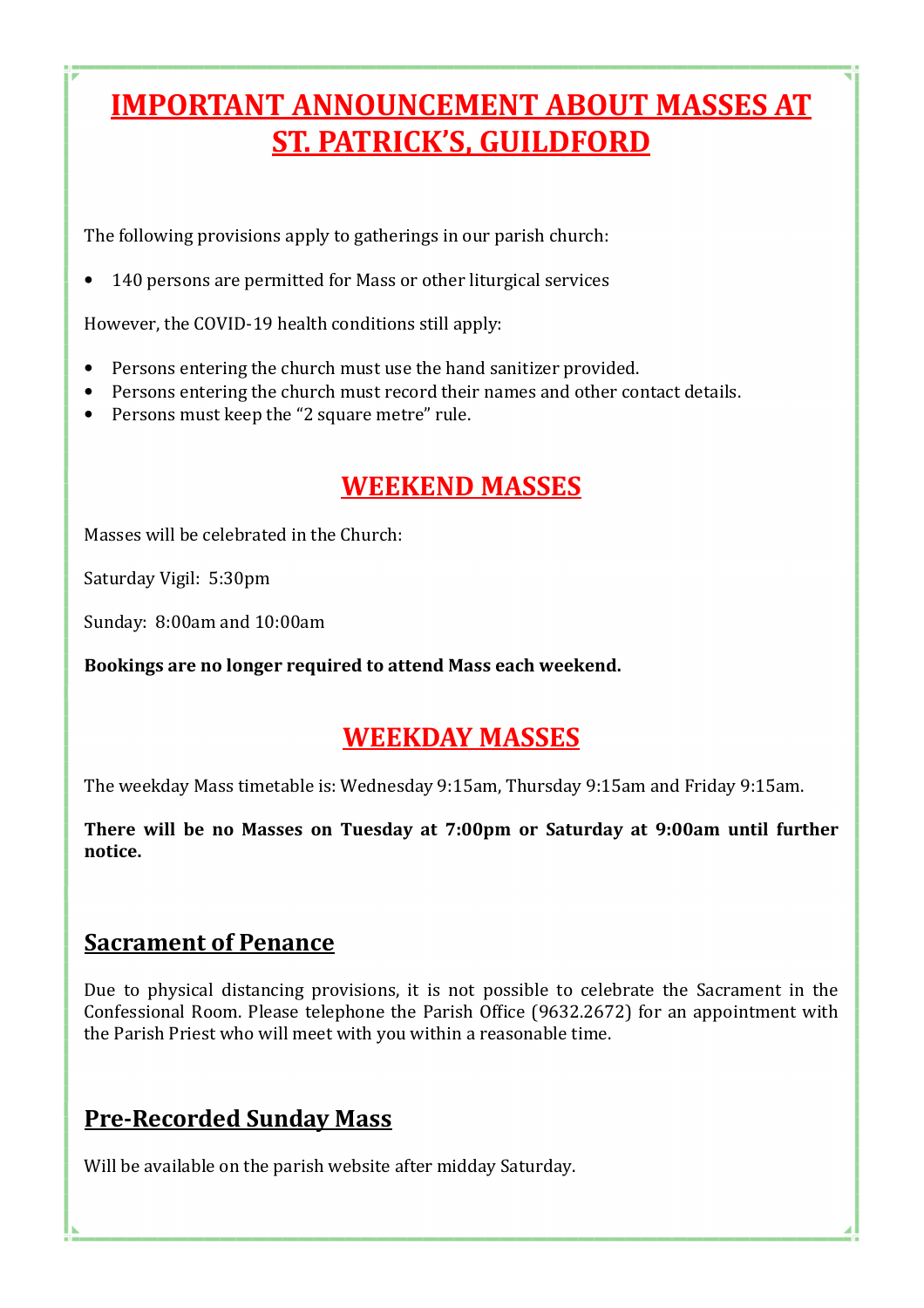# IMPORTANT ANNOUNCEMENT ABOUT MASSES AT ST. PATRICK'S, GUILDFORD

The following provisions apply to gatherings in our parish church:

- 140 persons are permitted for Mass or other liturgical services

However, the COVID-19 health conditions still apply:

- Persons entering the church must use the hand sanitizer provided.
- Persons entering the church must record their names and other contact details.
- Persons must keep the "2 square metre" rule.

## WEEKEND MASSES

Masses will be celebrated in the Church:

Saturday Vigil: 5:30pm

Sunday: 8:00am and 10:00am

**Bookings are no longer required to attend Mass each weekend.**

## WEEKDAY MASSES

The weekday Mass timetable is: Wednesday 9:15am, Thursday 9:15am and Friday 9:15am.

**There will be no Masses on Tuesday at 7:00pm or Saturday at 9:00am until further notice.**

### Sacrament of Penance

Due to physical distancing provisions, it is not possible to celebrate the Sacrament in the Confessional Room. Please telephone the Parish Office (9632.2672) for an appointment with the Parish Priest who will meet with you within a reasonable time.

### Pre-Recorded Sunday Mass

Will be available on the parish website after midday Saturday.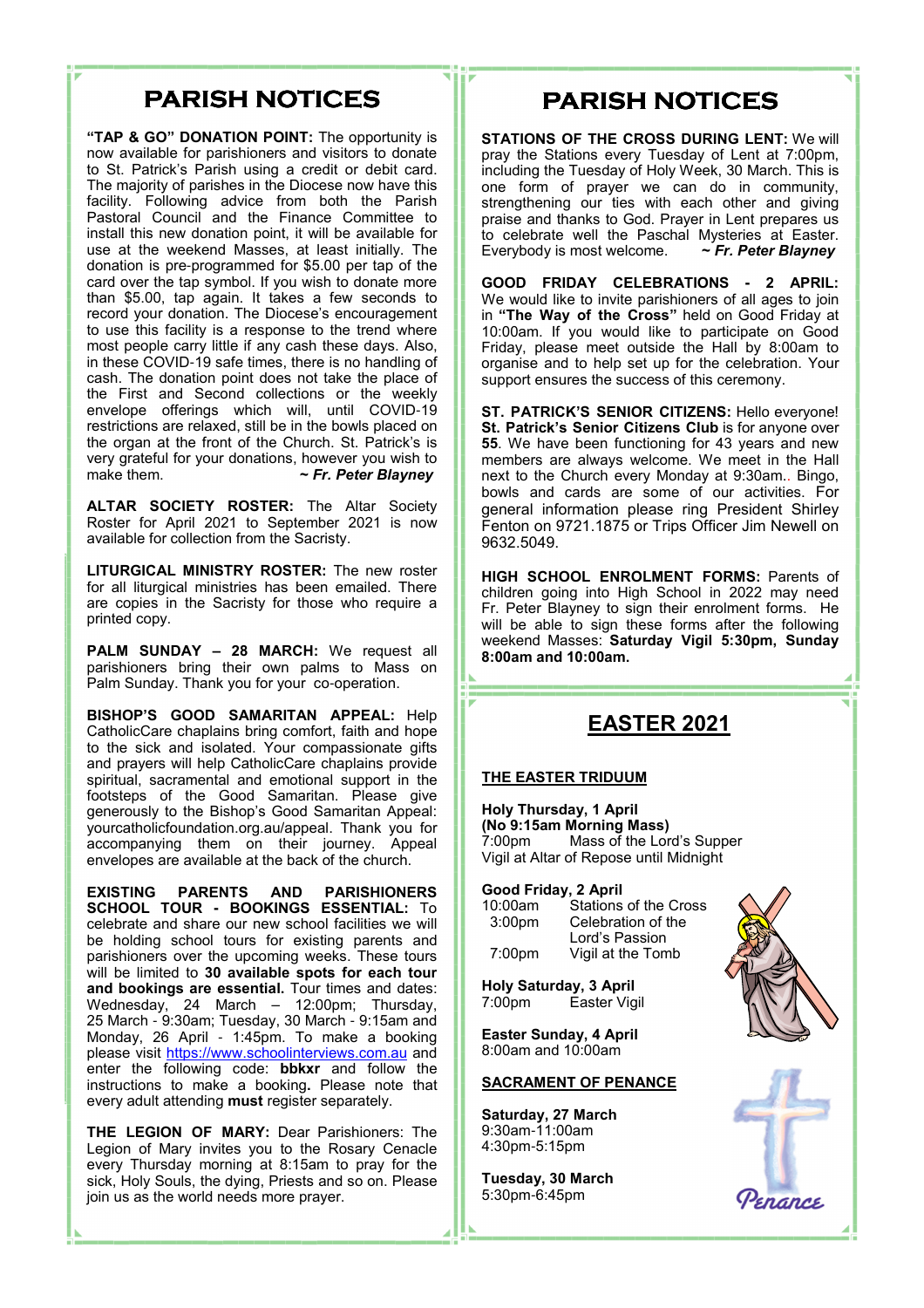# PARISH NOTICES

**"TAP & GO" DONATION POINT:** The opportunity is now available for parishioners and visitors to donate to St. Patrick's Parish using a credit or debit card. The majority of parishes in the Diocese now have this facility. Following advice from both the Parish Pastoral Council and the Finance Committee to install this new donation point, it will be available for use at the weekend Masses, at least initially. The donation is pre-programmed for $5.00 per tap of the card over the tap symbol. If you wish to donate more than $5.00, tap again. It takes a few seconds to record your donation. The Diocese's encouragement to use this facility is a response to the trend where most people carry little if any cash these days. Also, in these COVID-19 safe times, there is no handling of cash. The donation point does not take the place of the First and Second collections or the weekly envelope offerings which will, until COVID-19 restrictions are relaxed, still be in the bowls placed on the organ at the front of the Church. St. Patrick's is very grateful for your donations, however you wish to make them. *~ Fr. Peter Blayney*

**ALTAR SOCIETY ROSTER:** The Altar Society Roster for April 2021 to September 2021 is now available for collection from the Sacristy.

**LITURGICAL MINISTRY ROSTER:** The new roster for all liturgical ministries has been emailed. There are copies in the Sacristy for those who require a printed copy.

**PALM SUNDAY – 28 MARCH:** We request all parishioners bring their own palms to Mass on Palm Sunday. Thank you for your co-operation.

**BISHOP'S GOOD SAMARITAN APPEAL:** Help CatholicCare chaplains bring comfort, faith and hope to the sick and isolated. Your compassionate gifts and prayers will help CatholicCare chaplains provide spiritual, sacramental and emotional support in the footsteps of the Good Samaritan. Please give generously to the Bishop's Good Samaritan Appeal: yourcatholicfoundation.org.au/appeal. Thank you for accompanying them on their journey. Appeal envelopes are available at the back of the church.

**EXISTING PARENTS AND PARISHIONERS SCHOOL TOUR - BOOKINGS ESSENTIAL:** To celebrate and share our new school facilities we will be holding school tours for existing parents and parishioners over the upcoming weeks. These tours will be limited to **30 available spots for each tour and bookings are essential.** Tour times and dates: Wednesday, 24 March – 12:00pm; Thursday, 25 March - 9:30am; Tuesday, 30 March - 9:15am and Monday, 26 April - 1:45pm. To make a booking please visit https://www.schoolinterviews.com.au and enter the following code: **bbkxr** and follow the instructions to make a booking**.** Please note that every adult attending **must** register separately.

**THE LEGION OF MARY:** Dear Parishioners: The Legion of Mary invites you to the Rosary Cenacle every Thursday morning at 8:15am to pray for the sick, Holy Souls, the dying, Priests and so on. Please join us as the world needs more prayer.

# PARISH NOTICES

**STATIONS OF THE CROSS DURING LENT:** We will pray the Stations every Tuesday of Lent at 7:00pm, including the Tuesday of Holy Week, 30 March. This is one form of prayer we can do in community, strengthening our ties with each other and giving praise and thanks to God. Prayer in Lent prepares us to celebrate well the Paschal Mysteries at Easter. Everybody is most welcome. *~ Fr. Peter Blayney*

**GOOD FRIDAY CELEBRATIONS - 2 APRIL:** We would like to invite parishioners of all ages to join in **"The Way of the Cross"** held on Good Friday at 10:00am. If you would like to participate on Good Friday, please meet outside the Hall by 8:00am to organise and to help set up for the celebration. Your support ensures the success of this ceremony.

**ST. PATRICK'S SENIOR CITIZENS:** Hello everyone! **St. Patrick's Senior Citizens Club** is for anyone over **55**. We have been functioning for 43 years and new members are always welcome. We meet in the Hall next to the Church every Monday at 9:30am.. Bingo, bowls and cards are some of our activities. For general information please ring President Shirley Fenton on 9721.1875 or Trips Officer Jim Newell on 9632.5049.

**HIGH SCHOOL ENROLMENT FORMS:** Parents of children going into High School in 2022 may need Fr. Peter Blayney to sign their enrolment forms. He will be able to sign these forms after the following weekend Masses: **Saturday Vigil 5:30pm, Sunday 8:00am and 10:00am.**

## EASTER 2021

### THE EASTER TRIDUUM

**Holy Thursday, 1 April**
**(No 9:15am Morning Mass)**
7:00pm Mass of the Lord's Supper
Vigil at Altar of Repose until Midnight

**Good Friday, 2 April**
10:00am Stations of the Cross
3:00pm Celebration of the Lord's Passion
7:00pm Vigil at the Tomb

**Holy Saturday, 3 April**
7:00pm Easter Vigil

**Easter Sunday, 4 April**
8:00am and 10:00am

### SACRAMENT OF PENANCE

**Saturday, 27 March**
9:30am-11:00am
4:30pm-5:15pm

**Tuesday, 30 March**
5:30pm-6:45pm